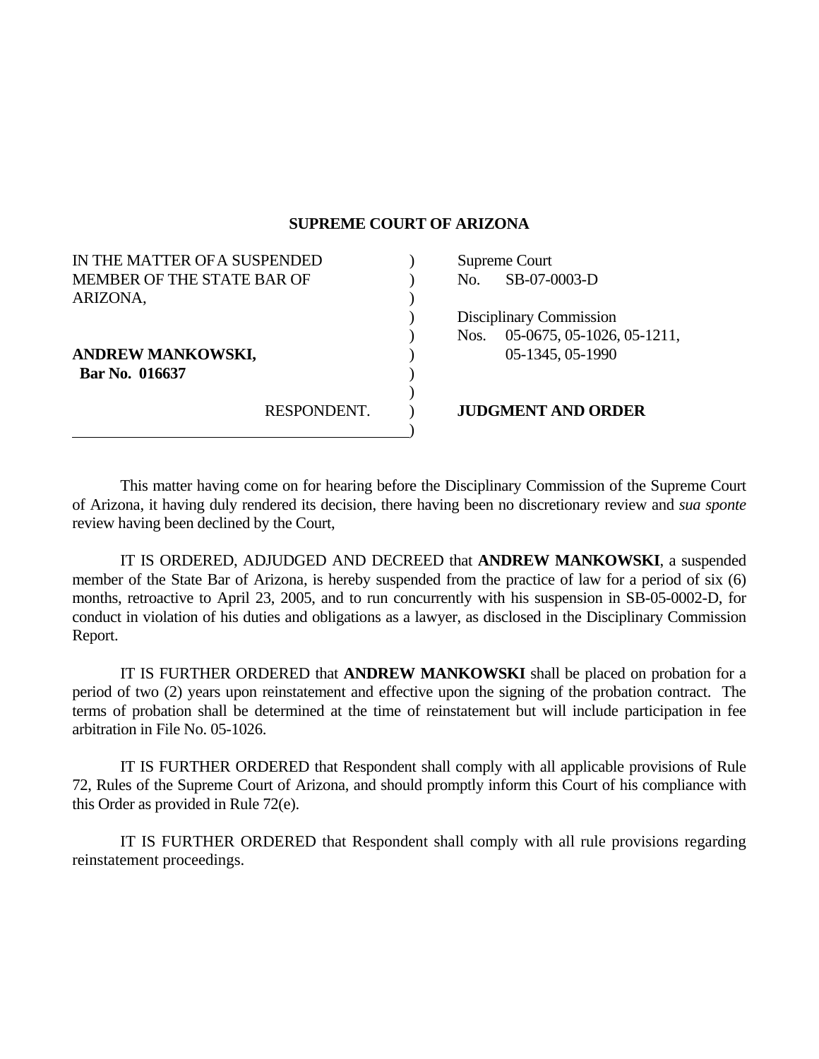# SUPREME COURT OF ARIZONA

| | |
|---|---|
| IN THE MATTER OF A SUSPENDED MEMBER OF THE STATE BAR OF ARIZONA, | Supreme Court No. SB-07-0003-D |
| | Disciplinary Commission Nos. 05-0675, 05-1026, 05-1211, 05-1345, 05-1990 |
| **ANDREW MANKOWSKI,** **Bar No. 016637** | |
| RESPONDENT. | **JUDGMENT AND ORDER** |

This matter having come on for hearing before the Disciplinary Commission of the Supreme Court of Arizona, it having duly rendered its decision, there having been no discretionary review and *sua sponte* review having been declined by the Court,

IT IS ORDERED, ADJUDGED AND DECREED that **ANDREW MANKOWSKI**, a suspended member of the State Bar of Arizona, is hereby suspended from the practice of law for a period of six (6) months, retroactive to April 23, 2005, and to run concurrently with his suspension in SB-05-0002-D, for conduct in violation of his duties and obligations as a lawyer, as disclosed in the Disciplinary Commission Report.

IT IS FURTHER ORDERED that **ANDREW MANKOWSKI** shall be placed on probation for a period of two (2) years upon reinstatement and effective upon the signing of the probation contract. The terms of probation shall be determined at the time of reinstatement but will include participation in fee arbitration in File No. 05-1026.

IT IS FURTHER ORDERED that Respondent shall comply with all applicable provisions of Rule 72, Rules of the Supreme Court of Arizona, and should promptly inform this Court of his compliance with this Order as provided in Rule 72(e).

IT IS FURTHER ORDERED that Respondent shall comply with all rule provisions regarding reinstatement proceedings.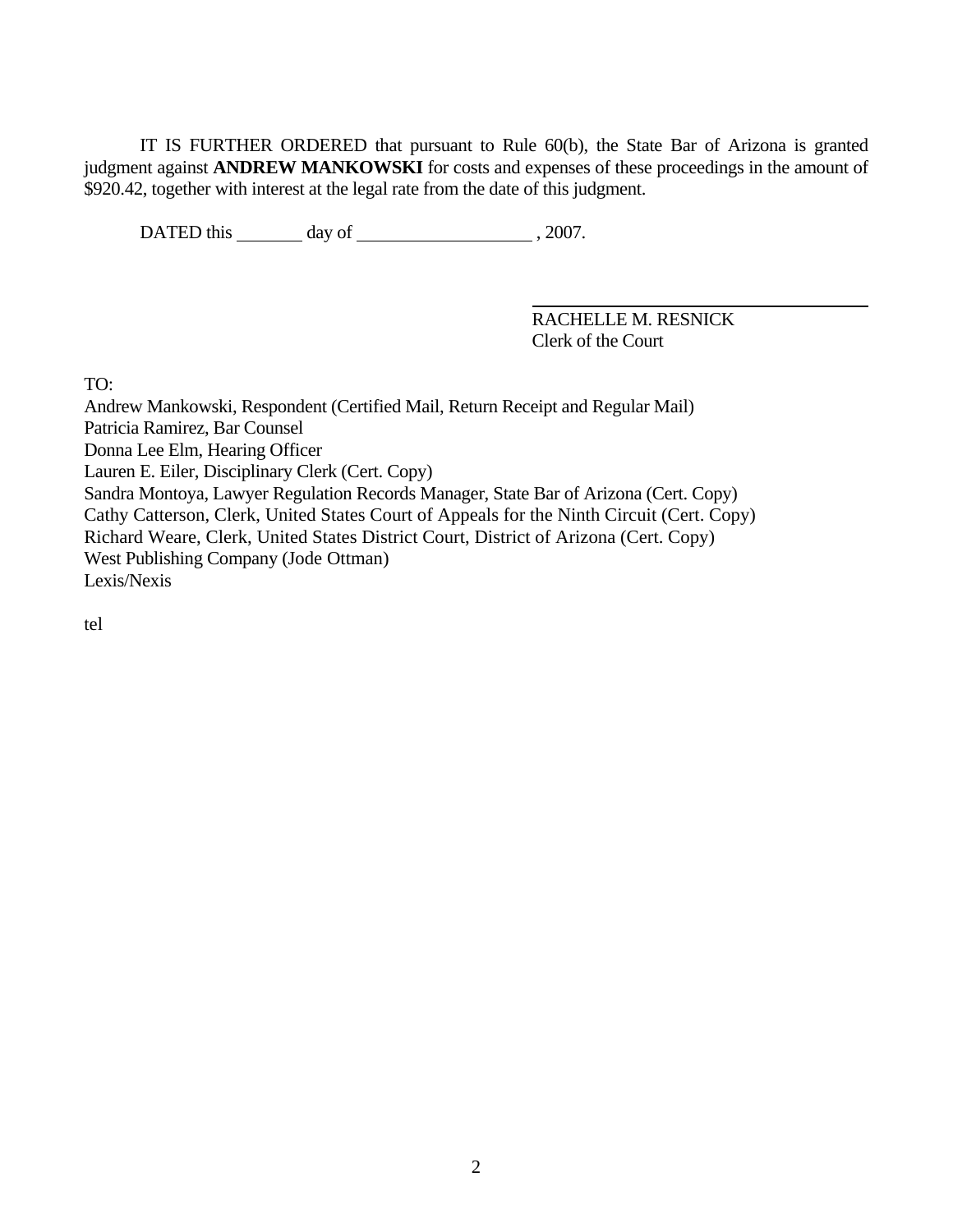IT IS FURTHER ORDERED that pursuant to Rule 60(b), the State Bar of Arizona is granted judgment against **ANDREW MANKOWSKI** for costs and expenses of these proceedings in the amount of $920.42, together with interest at the legal rate from the date of this judgment.

DATED this ________ day of ____________________ , 2007.

RACHELLE M. RESNICK
Clerk of the Court

TO:
Andrew Mankowski, Respondent (Certified Mail, Return Receipt and Regular Mail)
Patricia Ramirez, Bar Counsel
Donna Lee Elm, Hearing Officer
Lauren E. Eiler, Disciplinary Clerk (Cert. Copy)
Sandra Montoya, Lawyer Regulation Records Manager, State Bar of Arizona (Cert. Copy)
Cathy Catterson, Clerk, United States Court of Appeals for the Ninth Circuit (Cert. Copy)
Richard Weare, Clerk, United States District Court, District of Arizona (Cert. Copy)
West Publishing Company (Jode Ottman)
Lexis/Nexis

tel